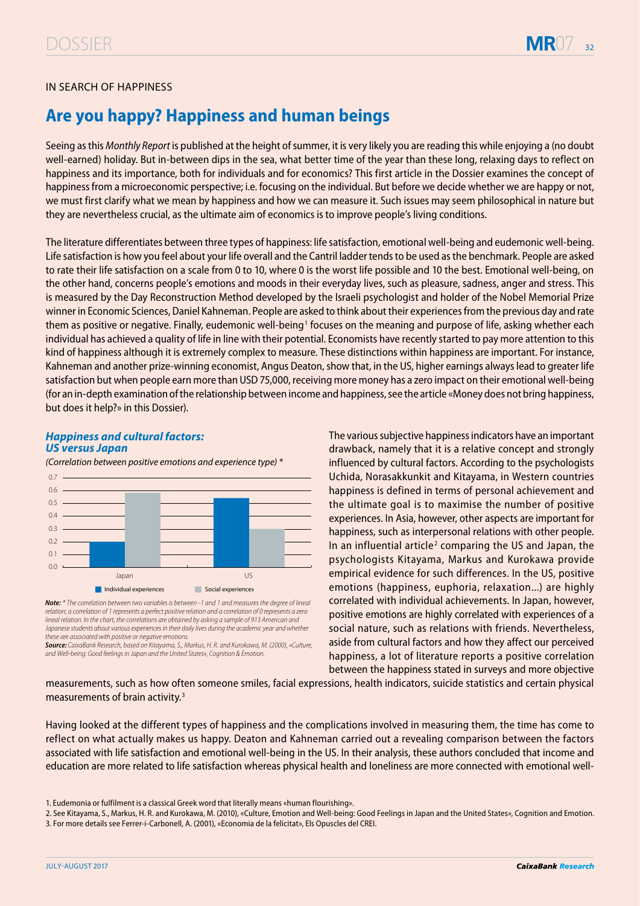IN SEARCH OF HAPPINESS

# Are you happy? Happiness and human beings

Seeing as this *Monthly Report* is published at the height of summer, it is very likely you are reading this while enjoying a (no doubt well-earned) holiday. But in-between dips in the sea, what better time of the year than these long, relaxing days to reflect on happiness and its importance, both for individuals and for economics? This first article in the Dossier examines the concept of happiness from a microeconomic perspective; i.e. focusing on the individual. But before we decide whether we are happy or not, we must first clarify what we mean by happiness and how we can measure it. Such issues may seem philosophical in nature but they are nevertheless crucial, as the ultimate aim of economics is to improve people's living conditions.

The literature differentiates between three types of happiness: life satisfaction, emotional well-being and eudemonic well-being. Life satisfaction is how you feel about your life overall and the Cantril ladder tends to be used as the benchmark. People are asked to rate their life satisfaction on a scale from 0 to 10, where 0 is the worst life possible and 10 the best. Emotional well-being, on the other hand, concerns people's emotions and moods in their everyday lives, such as pleasure, sadness, anger and stress. This is measured by the Day Reconstruction Method developed by the Israeli psychologist and holder of the Nobel Memorial Prize winner in Economic Sciences, Daniel Kahneman. People are asked to think about their experiences from the previous day and rate them as positive or negative. Finally, eudemonic well-being[1] focuses on the meaning and purpose of life, asking whether each individual has achieved a quality of life in line with their potential. Economists have recently started to pay more attention to this kind of happiness although it is extremely complex to measure. These distinctions within happiness are important. For instance, Kahneman and another prize-winning economist, Angus Deaton, show that, in the US, higher earnings always lead to greater life satisfaction but when people earn more than USD 75,000, receiving more money has a zero impact on their emotional well-being (for an in-depth examination of the relationship between income and happiness, see the article «Money does not bring happiness, but does it help?» in this Dossier).

***Happiness and cultural factors: US versus Japan***

*(Correlation between positive emotions and experience type) \**

| | Individual experiences | Social experiences |
|---|---|---|
| Japan | 0.2 | 0.58 |
| US | 0.54 | 0.3 |

***Note:*** *\* The correlation between two variables is between -1 and 1 and measures the degree of lineal relation; a correlation of 1 represents a perfect positive relation and a correlation of 0 represents a zero lineal relation. In the chart, the correlations are obtained by asking a sample of 913 American and Japanese students about various experiences in their daily lives during the academic year and whether these are associated with positive or negative emotions.*
***Source:*** *CaixaBank Research, based on Kitayama, S., Markus, H. R. and Kurokawa, M. (2000), «Culture, and Well-being: Good feelings in Japan and the United States», Cognition & Emotion.*

The various subjective happiness indicators have an important drawback, namely that it is a relative concept and strongly influenced by cultural factors. According to the psychologists Uchida, Norasakkunkit and Kitayama, in Western countries happiness is defined in terms of personal achievement and the ultimate goal is to maximise the number of positive experiences. In Asia, however, other aspects are important for happiness, such as interpersonal relations with other people. In an influential article[2] comparing the US and Japan, the psychologists Kitayama, Markus and Kurokawa provide empirical evidence for such differences. In the US, positive emotions (happiness, euphoria, relaxation...) are highly correlated with individual achievements. In Japan, however, positive emotions are highly correlated with experiences of a social nature, such as relations with friends. Nevertheless, aside from cultural factors and how they affect our perceived happiness, a lot of literature reports a positive correlation between the happiness stated in surveys and more objective measurements, such as how often someone smiles, facial expressions, health indicators, suicide statistics and certain physical measurements of brain activity.[3]

Having looked at the different types of happiness and the complications involved in measuring them, the time has come to reflect on what actually makes us happy. Deaton and Kahneman carried out a revealing comparison between the factors associated with life satisfaction and emotional well-being in the US. In their analysis, these authors concluded that income and education are more related to life satisfaction whereas physical health and loneliness are more connected with emotional well-

1. Eudemonia or fulfilment is a classical Greek word that literally means «human flourishing».
2. See Kitayama, S., Markus, H. R. and Kurokawa, M. (2010), «Culture, Emotion and Well-being: Good Feelings in Japan and the United States», Cognition and Emotion.
3. For more details see Ferrer-i-Carbonell, A. (2001), «Economia de la felicitat», Els Opuscles del CREI.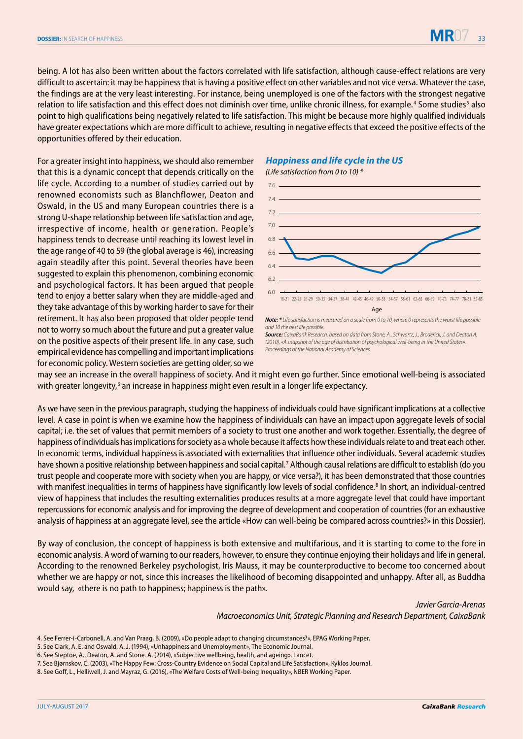being. A lot has also been written about the factors correlated with life satisfaction, although cause-effect relations are very difficult to ascertain: it may be happiness that is having a positive effect on other variables and not vice versa. Whatever the case, the findings are at the very least interesting. For instance, being unemployed is one of the factors with the strongest negative relation to life satisfaction and this effect does not diminish over time, unlike chronic illness, for example.[4] Some studies[5] also point to high qualifications being negatively related to life satisfaction. This might be because more highly qualified individuals have greater expectations which are more difficult to achieve, resulting in negative effects that exceed the positive effects of the opportunities offered by their education.

For a greater insight into happiness, we should also remember that this is a dynamic concept that depends critically on the life cycle. According to a number of studies carried out by renowned economists such as Blanchflower, Deaton and Oswald, in the US and many European countries there is a strong U-shape relationship between life satisfaction and age, irrespective of income, health or generation. People's happiness tends to decrease until reaching its lowest level in the age range of 40 to 59 (the global average is 46), increasing again steadily after this point. Several theories have been suggested to explain this phenomenon, combining economic and psychological factors. It has been argued that people tend to enjoy a better salary when they are middle-aged and they take advantage of this by working harder to save for their retirement. It has also been proposed that older people tend not to worry so much about the future and put a greater value on the positive aspects of their present life. In any case, such empirical evidence has compelling and important implications for economic policy. Western societies are getting older, so we may see an increase in the overall happiness of society. And it might even go further. Since emotional well-being is associated with greater longevity,[6] an increase in happiness might even result in a longer life expectancy.

***Happiness and life cycle in the US***

*(Life satisfaction from 0 to 10) \**

7.6
7.4
7.2
7.0
6.8
6.6
6.4
6.2
6.0

18-21 22-25 26-29 30-33 34-37 38-41 42-45 46-49 50-53 54-57 58-61 62-65 66-69 70-73 74-77 78-81 82-85

Age

***Note:*** *\* Life satisfaction is measured on a scale from 0 to 10, where 0 represents the worst life possible and 10 the best life possible.*

***Source:*** *CaixaBank Research, based on data from Stone, A., Schwartz, J., Broderick, J. and Deaton A. (2010), «A snapshot of the age of distribution of psychological well-being in the United States». Proceedings of the National Academy of Sciences.*

As we have seen in the previous paragraph, studying the happiness of individuals could have significant implications at a collective level. A case in point is when we examine how the happiness of individuals can have an impact upon aggregate levels of social capital; i.e. the set of values that permit members of a society to trust one another and work together. Essentially, the degree of happiness of individuals has implications for society as a whole because it affects how these individuals relate to and treat each other. In economic terms, individual happiness is associated with externalities that influence other individuals. Several academic studies have shown a positive relationship between happiness and social capital.[7] Although causal relations are difficult to establish (do you trust people and cooperate more with society when you are happy, or vice versa?), it has been demonstrated that those countries with manifest inequalities in terms of happiness have significantly low levels of social confidence.[8] In short, an individual-centred view of happiness that includes the resulting externalities produces results at a more aggregate level that could have important repercussions for economic analysis and for improving the degree of development and cooperation of countries (for an exhaustive analysis of happiness at an aggregate level, see the article «How can well-being be compared across countries?» in this Dossier).

By way of conclusion, the concept of happiness is both extensive and multifarious, and it is starting to come to the fore in economic analysis. A word of warning to our readers, however, to ensure they continue enjoying their holidays and life in general. According to the renowned Berkeley psychologist, Iris Mauss, it may be counterproductive to become too concerned about whether we are happy or not, since this increases the likelihood of becoming disappointed and unhappy. After all, as Buddha would say, «there is no path to happiness; happiness is the path».

*Javier Garcia-Arenas*
*Macroeconomics Unit, Strategic Planning and Research Department, CaixaBank*

4. See Ferrer-i-Carbonell, A. and Van Praag, B. (2009), «Do people adapt to changing circumstances?», EPAG Working Paper.
5. See Clark, A. E. and Oswald, A. J. (1994), «Unhappiness and Unemployment», The Economic Journal.
6. See Steptoe, A., Deaton, A. and Stone. A. (2014), «Subjective wellbeing, health, and ageing», Lancet.
7. See Bjørnskov, C. (2003), «The Happy Few: Cross-Country Evidence on Social Capital and Life Satisfaction», Kyklos Journal.
8. See Goff, L., Helliwell, J. and Mayraz, G. (2016), «The Welfare Costs of Well-being Inequality», NBER Working Paper.